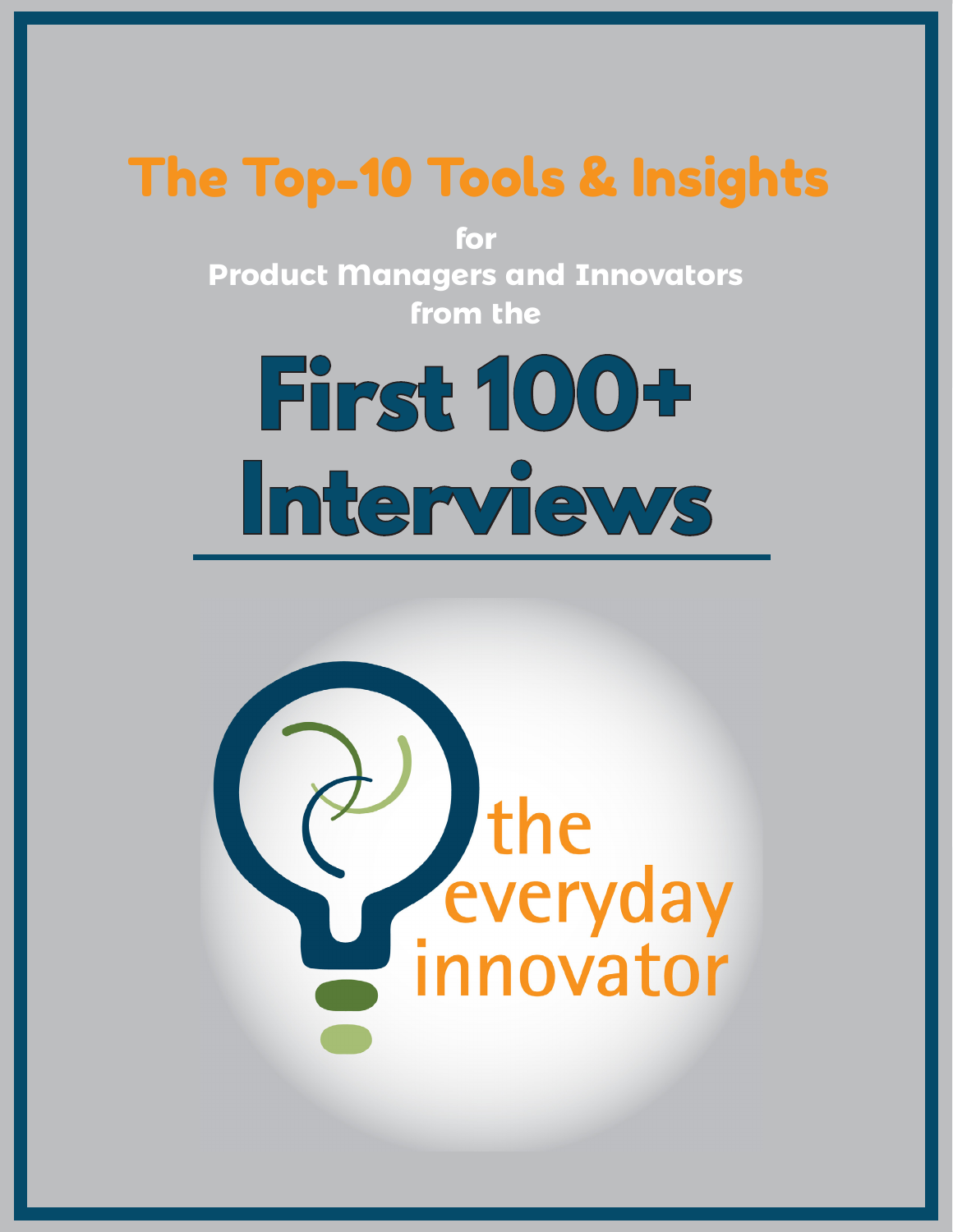## The Top-10 Tools & Insights

for
Product Managers and Innovators
from the

# First 100+ Interviews

the everyday innovator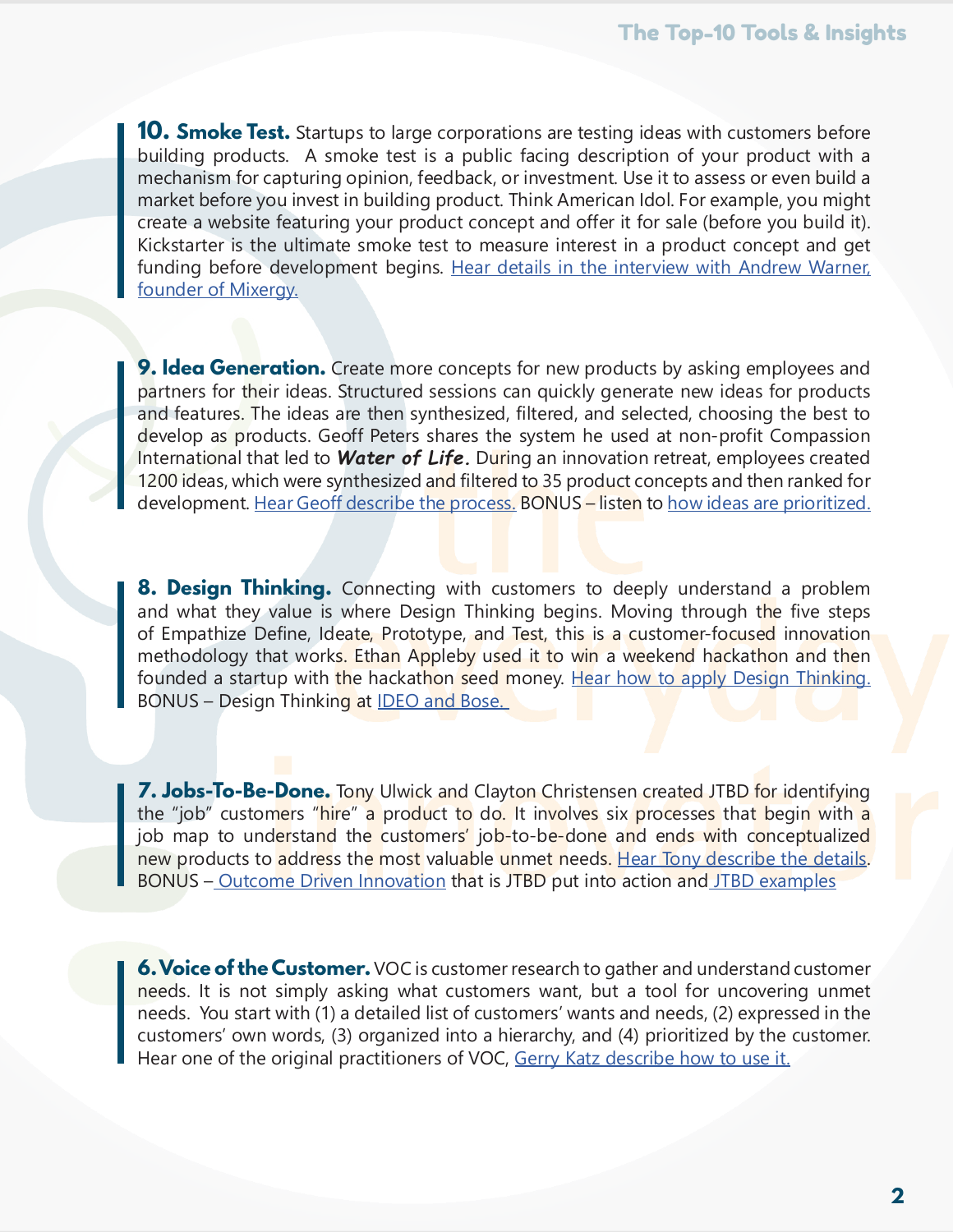**10. Smoke Test.** Startups to large corporations are testing ideas with customers before building products. A smoke test is a public facing description of your product with a mechanism for capturing opinion, feedback, or investment. Use it to assess or even build a market before you invest in building product. Think American Idol. For example, you might create a website featuring your product concept and offer it for sale (before you build it). Kickstarter is the ultimate smoke test to measure interest in a product concept and get funding before development begins. Hear details in the interview with Andrew Warner, founder of Mixergy.

**9. Idea Generation.** Create more concepts for new products by asking employees and partners for their ideas. Structured sessions can quickly generate new ideas for products and features. The ideas are then synthesized, filtered, and selected, choosing the best to develop as products. Geoff Peters shares the system he used at non-profit Compassion International that led to ***Water of Life.*** During an innovation retreat, employees created 1200 ideas, which were synthesized and filtered to 35 product concepts and then ranked for development. Hear Geoff describe the process. BONUS – listen to how ideas are prioritized.

**8. Design Thinking.** Connecting with customers to deeply understand a problem and what they value is where Design Thinking begins. Moving through the five steps of Empathize Define, Ideate, Prototype, and Test, this is a customer-focused innovation methodology that works. Ethan Appleby used it to win a weekend hackathon and then founded a startup with the hackathon seed money. Hear how to apply Design Thinking. BONUS – Design Thinking at IDEO and Bose.

**7. Jobs-To-Be-Done.** Tony Ulwick and Clayton Christensen created JTBD for identifying the "job" customers "hire" a product to do. It involves six processes that begin with a job map to understand the customers' job-to-be-done and ends with conceptualized new products to address the most valuable unmet needs. Hear Tony describe the details. BONUS – Outcome Driven Innovation that is JTBD put into action and JTBD examples

**6. Voice of the Customer.** VOC is customer research to gather and understand customer needs. It is not simply asking what customers want, but a tool for uncovering unmet needs. You start with (1) a detailed list of customers' wants and needs, (2) expressed in the customers' own words, (3) organized into a hierarchy, and (4) prioritized by the customer. Hear one of the original practitioners of VOC, Gerry Katz describe how to use it.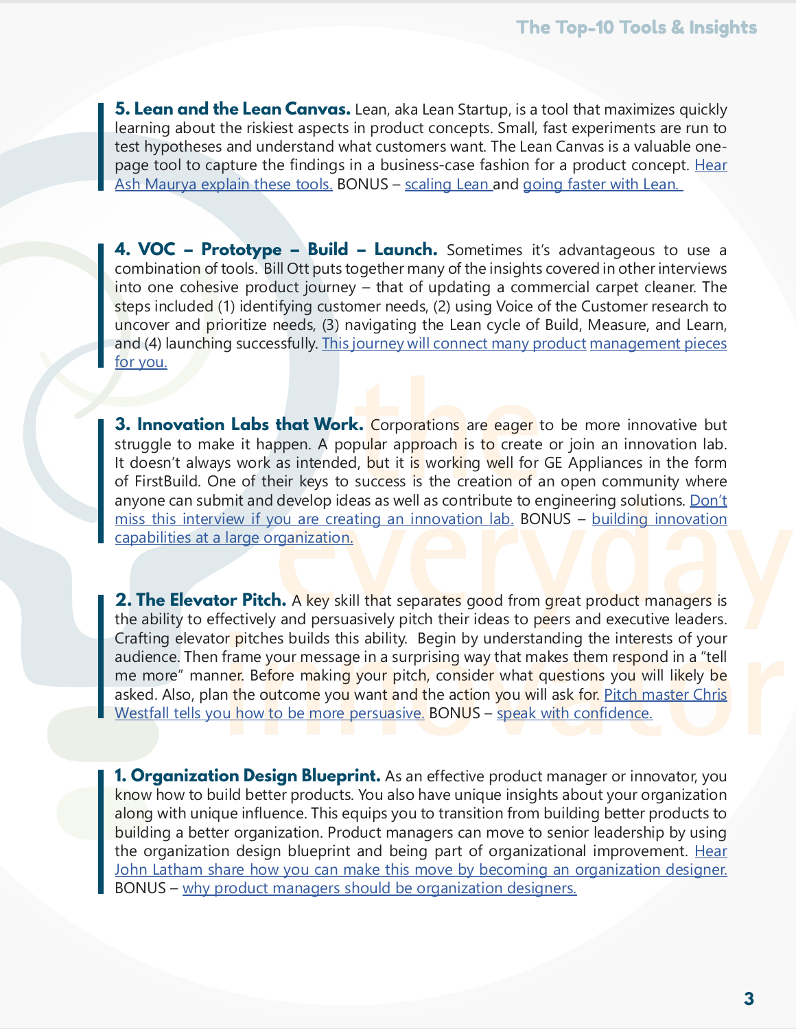**5. Lean and the Lean Canvas.** Lean, aka Lean Startup, is a tool that maximizes quickly learning about the riskiest aspects in product concepts. Small, fast experiments are run to test hypotheses and understand what customers want. The Lean Canvas is a valuable one-page tool to capture the findings in a business-case fashion for a product concept. Hear Ash Maurya explain these tools. BONUS – scaling Lean and going faster with Lean.

**4. VOC – Prototype – Build – Launch.** Sometimes it's advantageous to use a combination of tools. Bill Ott puts together many of the insights covered in other interviews into one cohesive product journey – that of updating a commercial carpet cleaner. The steps included (1) identifying customer needs, (2) using Voice of the Customer research to uncover and prioritize needs, (3) navigating the Lean cycle of Build, Measure, and Learn, and (4) launching successfully. This journey will connect many product management pieces for you.

**3. Innovation Labs that Work.** Corporations are eager to be more innovative but struggle to make it happen. A popular approach is to create or join an innovation lab. It doesn't always work as intended, but it is working well for GE Appliances in the form of FirstBuild. One of their keys to success is the creation of an open community where anyone can submit and develop ideas as well as contribute to engineering solutions. Don't miss this interview if you are creating an innovation lab. BONUS – building innovation capabilities at a large organization.

**2. The Elevator Pitch.** A key skill that separates good from great product managers is the ability to effectively and persuasively pitch their ideas to peers and executive leaders. Crafting elevator pitches builds this ability. Begin by understanding the interests of your audience. Then frame your message in a surprising way that makes them respond in a "tell me more" manner. Before making your pitch, consider what questions you will likely be asked. Also, plan the outcome you want and the action you will ask for. Pitch master Chris Westfall tells you how to be more persuasive. BONUS – speak with confidence.

**1. Organization Design Blueprint.** As an effective product manager or innovator, you know how to build better products. You also have unique insights about your organization along with unique influence. This equips you to transition from building better products to building a better organization. Product managers can move to senior leadership by using the organization design blueprint and being part of organizational improvement. Hear John Latham share how you can make this move by becoming an organization designer. BONUS – why product managers should be organization designers.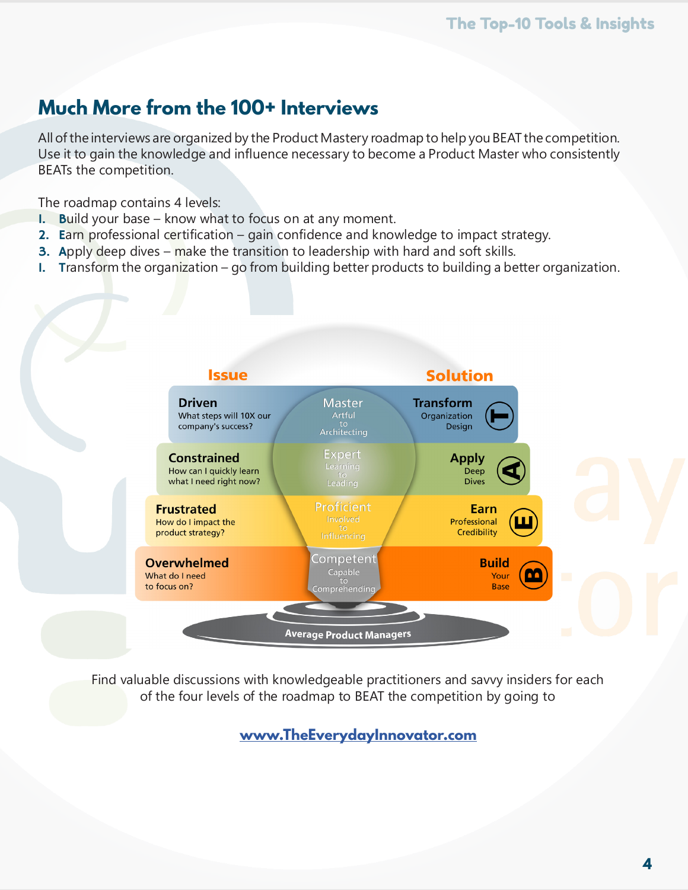## Much More from the 100+ Interviews

All of the interviews are organized by the Product Mastery roadmap to help you BEAT the competition. Use it to gain the knowledge and influence necessary to become a Product Master who consistently BEATs the competition.

The roadmap contains 4 levels:

1. **B**uild your base – know what to focus on at any moment.
2. **E**arn professional certification – gain confidence and knowledge to impact strategy.
3. **A**pply deep dives – make the transition to leadership with hard and soft skills.
4. **T**ransform the organization – go from building better products to building a better organization.

Issue

Solution

Driven
What steps will 10X our company's success?

Master
Artful to Architecting

Transform
Organization Design

T

Constrained
How can I quickly learn what I need right now?

Expert
Learning to Leading

Apply
Deep Dives

A

Frustrated
How do I impact the product strategy?

Proficient
Involved to Influencing

Earn
Professional Credibility

E

Overwhelmed
What do I need to focus on?

Competent
Capable to Comprehending

Build
Your Base

B

Average Product Managers

Find valuable discussions with knowledgeable practitioners and savvy insiders for each of the four levels of the roadmap to BEAT the competition by going to

[www.TheEverydayInnovator.com](http://www.TheEverydayInnovator.com)